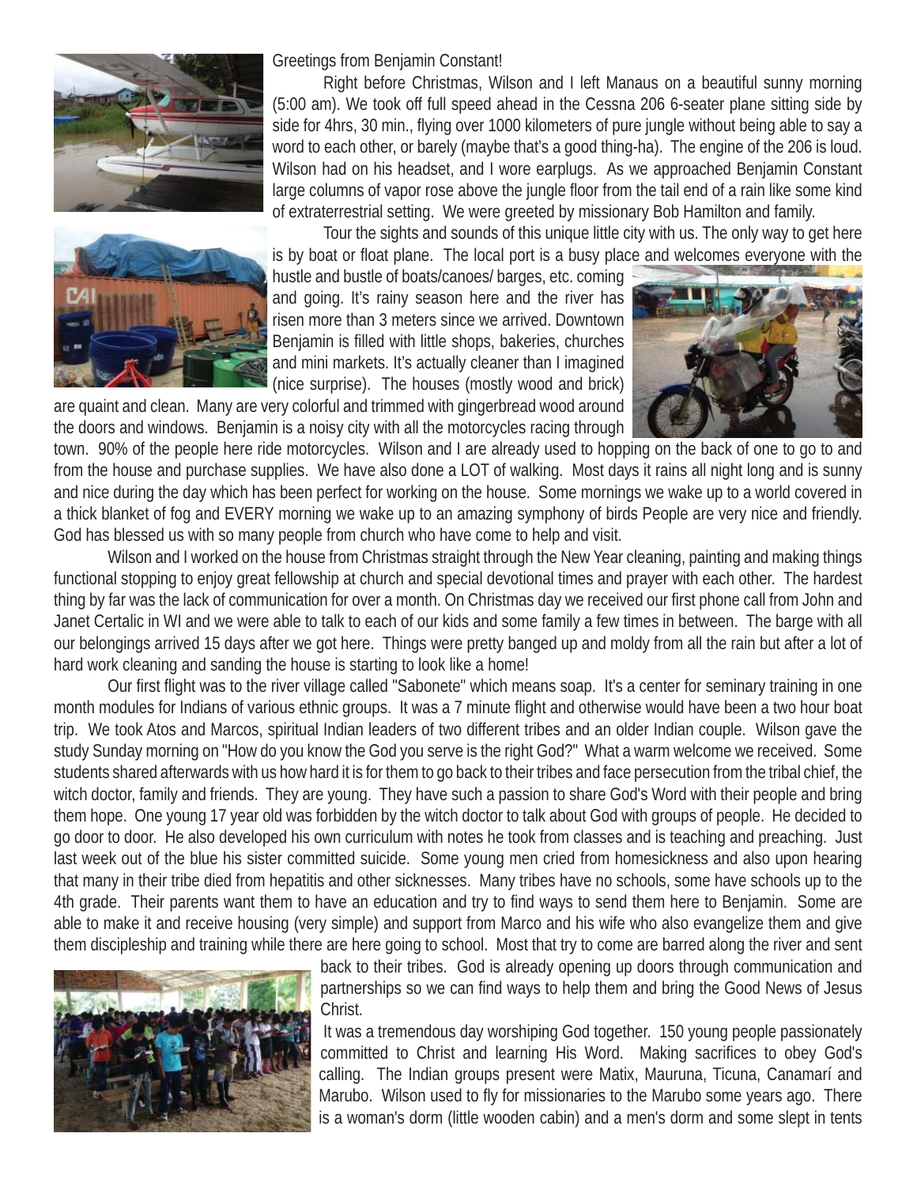Greetings from Benjamin Constant!

Right before Christmas, Wilson and I left Manaus on a beautiful sunny morning (5:00 am). We took off full speed ahead in the Cessna 206 6-seater plane sitting side by side for 4hrs, 30 min., flying over 1000 kilometers of pure jungle without being able to say a word to each other, or barely (maybe that's a good thing-ha). The engine of the 206 is loud. Wilson had on his headset, and I wore earplugs. As we approached Benjamin Constant large columns of vapor rose above the jungle floor from the tail end of a rain like some kind of extraterrestrial setting. We were greeted by missionary Bob Hamilton and family.

Tour the sights and sounds of this unique little city with us. The only way to get here is by boat or float plane. The local port is a busy place and welcomes everyone with the hustle and bustle of boats/canoes/ barges, etc. coming and going. It's rainy season here and the river has risen more than 3 meters since we arrived. Downtown Benjamin is filled with little shops, bakeries, churches and mini markets. It's actually cleaner than I imagined (nice surprise). The houses (mostly wood and brick) are quaint and clean. Many are very colorful and trimmed with gingerbread wood around the doors and windows. Benjamin is a noisy city with all the motorcycles racing through town. 90% of the people here ride motorcycles. Wilson and I are already used to hopping on the back of one to go to and from the house and purchase supplies. We have also done a LOT of walking. Most days it rains all night long and is sunny and nice during the day which has been perfect for working on the house. Some mornings we wake up to a world covered in a thick blanket of fog and EVERY morning we wake up to an amazing symphony of birds People are very nice and friendly. God has blessed us with so many people from church who have come to help and visit.

Wilson and I worked on the house from Christmas straight through the New Year cleaning, painting and making things functional stopping to enjoy great fellowship at church and special devotional times and prayer with each other. The hardest thing by far was the lack of communication for over a month. On Christmas day we received our first phone call from John and Janet Certalic in WI and we were able to talk to each of our kids and some family a few times in between. The barge with all our belongings arrived 15 days after we got here. Things were pretty banged up and moldy from all the rain but after a lot of hard work cleaning and sanding the house is starting to look like a home!

Our first flight was to the river village called "Sabonete" which means soap. It's a center for seminary training in one month modules for Indians of various ethnic groups. It was a 7 minute flight and otherwise would have been a two hour boat trip. We took Atos and Marcos, spiritual Indian leaders of two different tribes and an older Indian couple. Wilson gave the study Sunday morning on "How do you know the God you serve is the right God?" What a warm welcome we received. Some students shared afterwards with us how hard it is for them to go back to their tribes and face persecution from the tribal chief, the witch doctor, family and friends. They are young. They have such a passion to share God's Word with their people and bring them hope. One young 17 year old was forbidden by the witch doctor to talk about God with groups of people. He decided to go door to door. He also developed his own curriculum with notes he took from classes and is teaching and preaching. Just last week out of the blue his sister committed suicide. Some young men cried from homesickness and also upon hearing that many in their tribe died from hepatitis and other sicknesses. Many tribes have no schools, some have schools up to the 4th grade. Their parents want them to have an education and try to find ways to send them here to Benjamin. Some are able to make it and receive housing (very simple) and support from Marco and his wife who also evangelize them and give them discipleship and training while there are here going to school. Most that try to come are barred along the river and sent back to their tribes. God is already opening up doors through communication and partnerships so we can find ways to help them and bring the Good News of Jesus Christ.

It was a tremendous day worshiping God together. 150 young people passionately committed to Christ and learning His Word. Making sacrifices to obey God's calling. The Indian groups present were Matix, Mauruna, Ticuna, Canamarí and Marubo. Wilson used to fly for missionaries to the Marubo some years ago. There is a woman's dorm (little wooden cabin) and a men's dorm and some slept in tents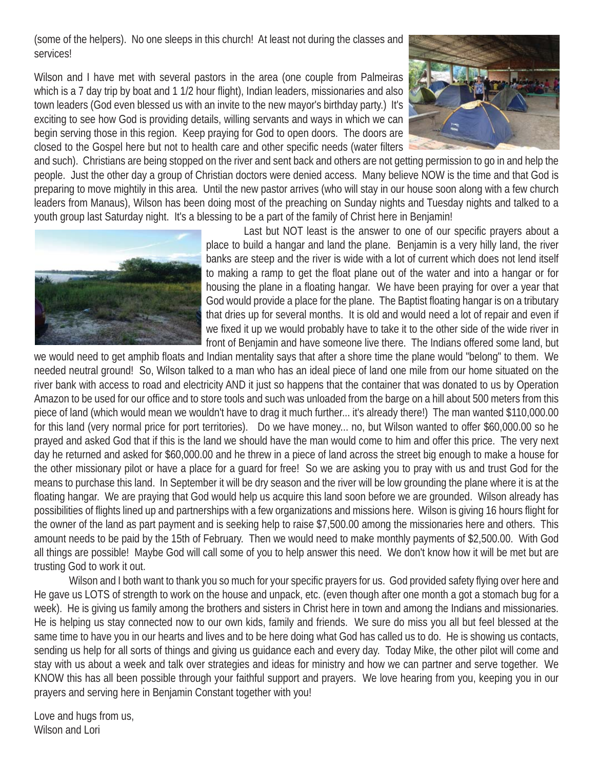(some of the helpers). No one sleeps in this church! At least not during the classes and services!

Wilson and I have met with several pastors in the area (one couple from Palmeiras which is a 7 day trip by boat and 1 1/2 hour flight), Indian leaders, missionaries and also town leaders (God even blessed us with an invite to the new mayor's birthday party.) It's exciting to see how God is providing details, willing servants and ways in which we can begin serving those in this region. Keep praying for God to open doors. The doors are closed to the Gospel here but not to health care and other specific needs (water filters and such). Christians are being stopped on the river and sent back and others are not getting permission to go in and help the people. Just the other day a group of Christian doctors were denied access. Many believe NOW is the time and that God is preparing to move mightily in this area. Until the new pastor arrives (who will stay in our house soon along with a few church leaders from Manaus), Wilson has been doing most of the preaching on Sunday nights and Tuesday nights and talked to a youth group last Saturday night. It's a blessing to be a part of the family of Christ here in Benjamin!

Last but NOT least is the answer to one of our specific prayers about a place to build a hangar and land the plane. Benjamin is a very hilly land, the river banks are steep and the river is wide with a lot of current which does not lend itself to making a ramp to get the float plane out of the water and into a hangar or for housing the plane in a floating hangar. We have been praying for over a year that God would provide a place for the plane. The Baptist floating hangar is on a tributary that dries up for several months. It is old and would need a lot of repair and even if we fixed it up we would probably have to take it to the other side of the wide river in front of Benjamin and have someone live there. The Indians offered some land, but we would need to get amphib floats and Indian mentality says that after a shore time the plane would "belong" to them. We needed neutral ground! So, Wilson talked to a man who has an ideal piece of land one mile from our home situated on the river bank with access to road and electricity AND it just so happens that the container that was donated to us by Operation Amazon to be used for our office and to store tools and such was unloaded from the barge on a hill about 500 meters from this piece of land (which would mean we wouldn't have to drag it much further... it's already there!) The man wanted $110,000.00 for this land (very normal price for port territories). Do we have money... no, but Wilson wanted to offer $60,000.00 so he prayed and asked God that if this is the land we should have the man would come to him and offer this price. The very next day he returned and asked for $60,000.00 and he threw in a piece of land across the street big enough to make a house for the other missionary pilot or have a place for a guard for free! So we are asking you to pray with us and trust God for the means to purchase this land. In September it will be dry season and the river will be low grounding the plane where it is at the floating hangar. We are praying that God would help us acquire this land soon before we are grounded. Wilson already has possibilities of flights lined up and partnerships with a few organizations and missions here. Wilson is giving 16 hours flight for the owner of the land as part payment and is seeking help to raise $7,500.00 among the missionaries here and others. This amount needs to be paid by the 15th of February. Then we would need to make monthly payments of $2,500.00. With God all things are possible! Maybe God will call some of you to help answer this need. We don't know how it will be met but are trusting God to work it out.

Wilson and I both want to thank you so much for your specific prayers for us. God provided safety flying over here and He gave us LOTS of strength to work on the house and unpack, etc. (even though after one month a got a stomach bug for a week). He is giving us family among the brothers and sisters in Christ here in town and among the Indians and missionaries. He is helping us stay connected now to our own kids, family and friends. We sure do miss you all but feel blessed at the same time to have you in our hearts and lives and to be here doing what God has called us to do. He is showing us contacts, sending us help for all sorts of things and giving us guidance each and every day. Today Mike, the other pilot will come and stay with us about a week and talk over strategies and ideas for ministry and how we can partner and serve together. We KNOW this has all been possible through your faithful support and prayers. We love hearing from you, keeping you in our prayers and serving here in Benjamin Constant together with you!

Love and hugs from us,
Wilson and Lori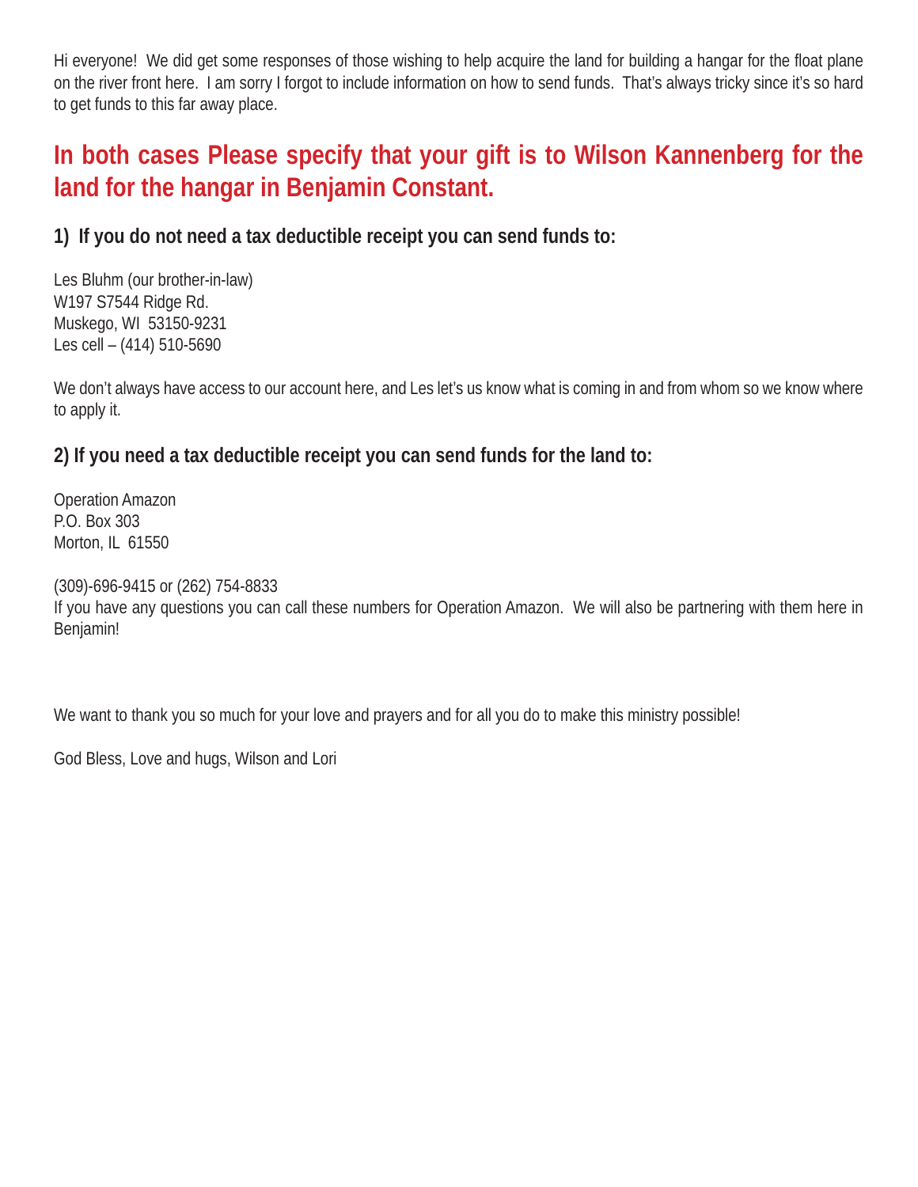Hi everyone! We did get some responses of those wishing to help acquire the land for building a hangar for the float plane on the river front here. I am sorry I forgot to include information on how to send funds. That's always tricky since it's so hard to get funds to this far away place.

## In both cases Please specify that your gift is to Wilson Kannenberg for the land for the hangar in Benjamin Constant.

### 1) If you do not need a tax deductible receipt you can send funds to:

Les Bluhm (our brother-in-law)
W197 S7544 Ridge Rd.
Muskego, WI 53150-9231
Les cell – (414) 510-5690

We don't always have access to our account here, and Les let's us know what is coming in and from whom so we know where to apply it.

### 2) If you need a tax deductible receipt you can send funds for the land to:

Operation Amazon
P.O. Box 303
Morton, IL 61550

(309)-696-9415 or (262) 754-8833
If you have any questions you can call these numbers for Operation Amazon. We will also be partnering with them here in Benjamin!

We want to thank you so much for your love and prayers and for all you do to make this ministry possible!

God Bless, Love and hugs, Wilson and Lori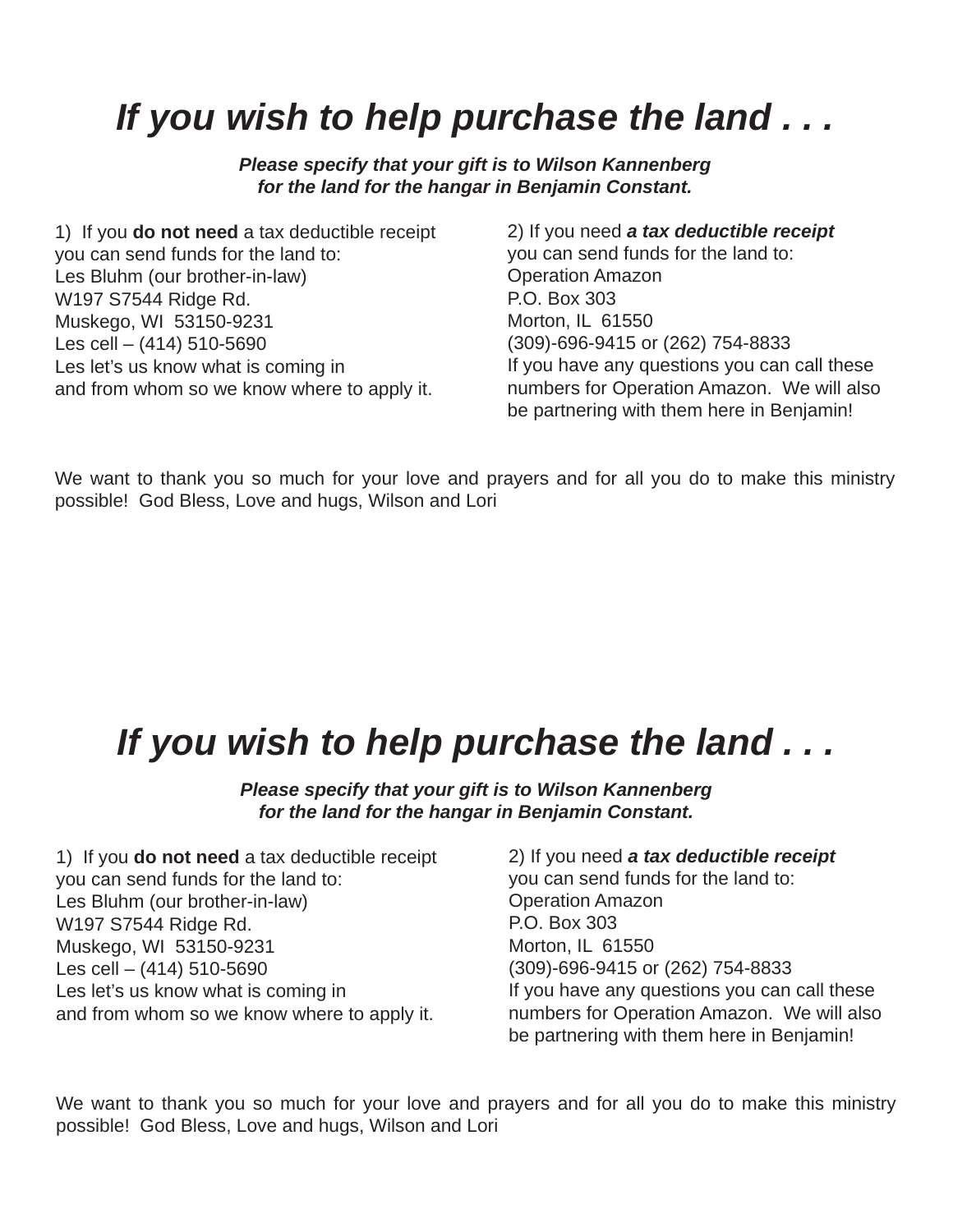# *If you wish to help purchase the land . . .*

***Please specify that your gift is to Wilson Kannenberg for the land for the hangar in Benjamin Constant.***

1) If you **do not need** a tax deductible receipt
you can send funds for the land to:
Les Bluhm (our brother-in-law)
W197 S7544 Ridge Rd.
Muskego, WI 53150-9231
Les cell – (414) 510-5690
Les let's us know what is coming in
and from whom so we know where to apply it.

2) If you need ***a tax deductible receipt***
you can send funds for the land to:
Operation Amazon
P.O. Box 303
Morton, IL 61550
(309)-696-9415 or (262) 754-8833
If you have any questions you can call these numbers for Operation Amazon. We will also be partnering with them here in Benjamin!

We want to thank you so much for your love and prayers and for all you do to make this ministry possible! God Bless, Love and hugs, Wilson and Lori

# *If you wish to help purchase the land . . .*

***Please specify that your gift is to Wilson Kannenberg for the land for the hangar in Benjamin Constant.***

1) If you **do not need** a tax deductible receipt
you can send funds for the land to:
Les Bluhm (our brother-in-law)
W197 S7544 Ridge Rd.
Muskego, WI 53150-9231
Les cell – (414) 510-5690
Les let's us know what is coming in
and from whom so we know where to apply it.

2) If you need ***a tax deductible receipt***
you can send funds for the land to:
Operation Amazon
P.O. Box 303
Morton, IL 61550
(309)-696-9415 or (262) 754-8833
If you have any questions you can call these numbers for Operation Amazon. We will also be partnering with them here in Benjamin!

We want to thank you so much for your love and prayers and for all you do to make this ministry possible! God Bless, Love and hugs, Wilson and Lori